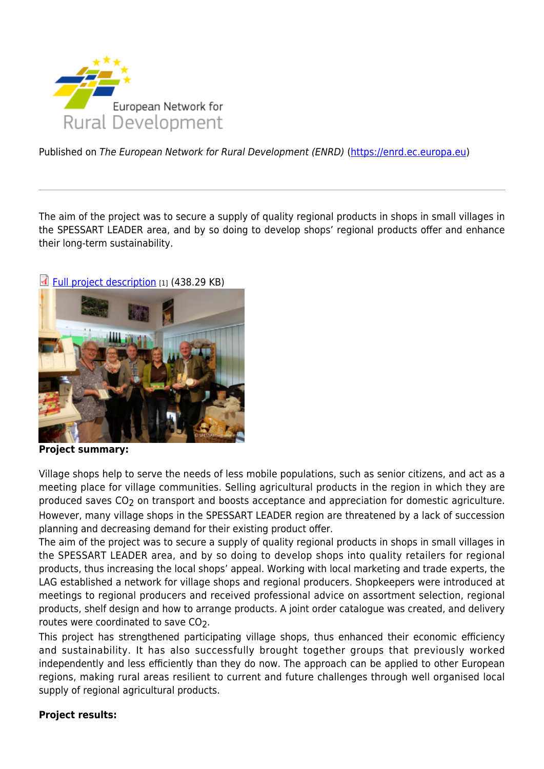Published on *The European Network for Rural Development (ENRD)* (https://enrd.ec.europa.eu)

The aim of the project was to secure a supply of quality regional products in shops in small villages in the SPESSART LEADER area, and by so doing to develop shops' regional products offer and enhance their long-term sustainability.

Full project description [1] (438.29 KB)

**Project summary:**

Village shops help to serve the needs of less mobile populations, such as senior citizens, and act as a meeting place for village communities. Selling agricultural products in the region in which they are produced saves $CO_2$ on transport and boosts acceptance and appreciation for domestic agriculture. However, many village shops in the SPESSART LEADER region are threatened by a lack of succession planning and decreasing demand for their existing product offer.

The aim of the project was to secure a supply of quality regional products in shops in small villages in the SPESSART LEADER area, and by so doing to develop shops into quality retailers for regional products, thus increasing the local shops' appeal. Working with local marketing and trade experts, the LAG established a network for village shops and regional producers. Shopkeepers were introduced at meetings to regional producers and received professional advice on assortment selection, regional products, shelf design and how to arrange products. A joint order catalogue was created, and delivery routes were coordinated to save $CO_2$.

This project has strengthened participating village shops, thus enhanced their economic efficiency and sustainability. It has also successfully brought together groups that previously worked independently and less efficiently than they do now. The approach can be applied to other European regions, making rural areas resilient to current and future challenges through well organised local supply of regional agricultural products.

**Project results:**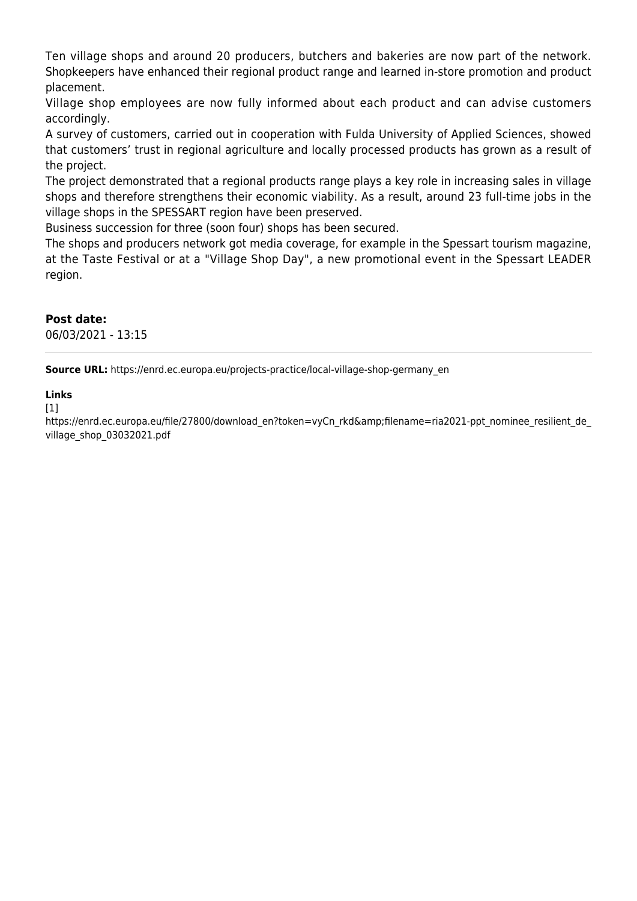Ten village shops and around 20 producers, butchers and bakeries are now part of the network. Shopkeepers have enhanced their regional product range and learned in-store promotion and product placement.

Village shop employees are now fully informed about each product and can advise customers accordingly.

A survey of customers, carried out in cooperation with Fulda University of Applied Sciences, showed that customers' trust in regional agriculture and locally processed products has grown as a result of the project.

The project demonstrated that a regional products range plays a key role in increasing sales in village shops and therefore strengthens their economic viability. As a result, around 23 full-time jobs in the village shops in the SPESSART region have been preserved.

Business succession for three (soon four) shops has been secured.

The shops and producers network got media coverage, for example in the Spessart tourism magazine, at the Taste Festival or at a "Village Shop Day", a new promotional event in the Spessart LEADER region.

**Post date:**
06/03/2021 - 13:15

---

**Source URL:** https://enrd.ec.europa.eu/projects-practice/local-village-shop-germany_en

**Links**
[1]
https://enrd.ec.europa.eu/file/27800/download_en?token=vyCn_rkd&amp;filename=ria2021-ppt_nominee_resilient_de_village_shop_03032021.pdf